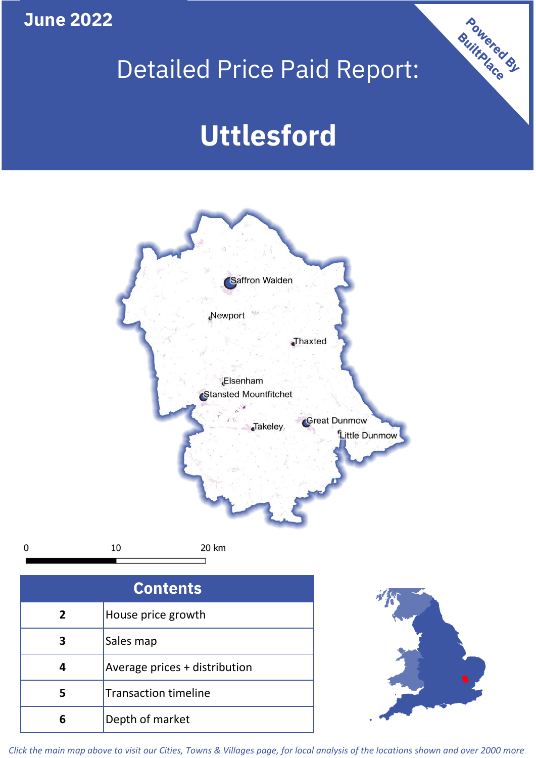June 2022

# Detailed Price Paid Report:

# Uttlesford

Powered By BuiltPlace

Saffron Walden
Newport
Thaxted
Elsenham
Stansted Mountfitchet
Takeley
Great Dunmow
Little Dunmow

0 10 20 km

| Contents | |
|---|---|
| 2 | House price growth |
| 3 | Sales map |
| 4 | Average prices + distribution |
| 5 | Transaction timeline |
| 6 | Depth of market |

*Click the main map above to visit our Cities, Towns & Villages page, for local analysis of the locations shown and over 2000 more*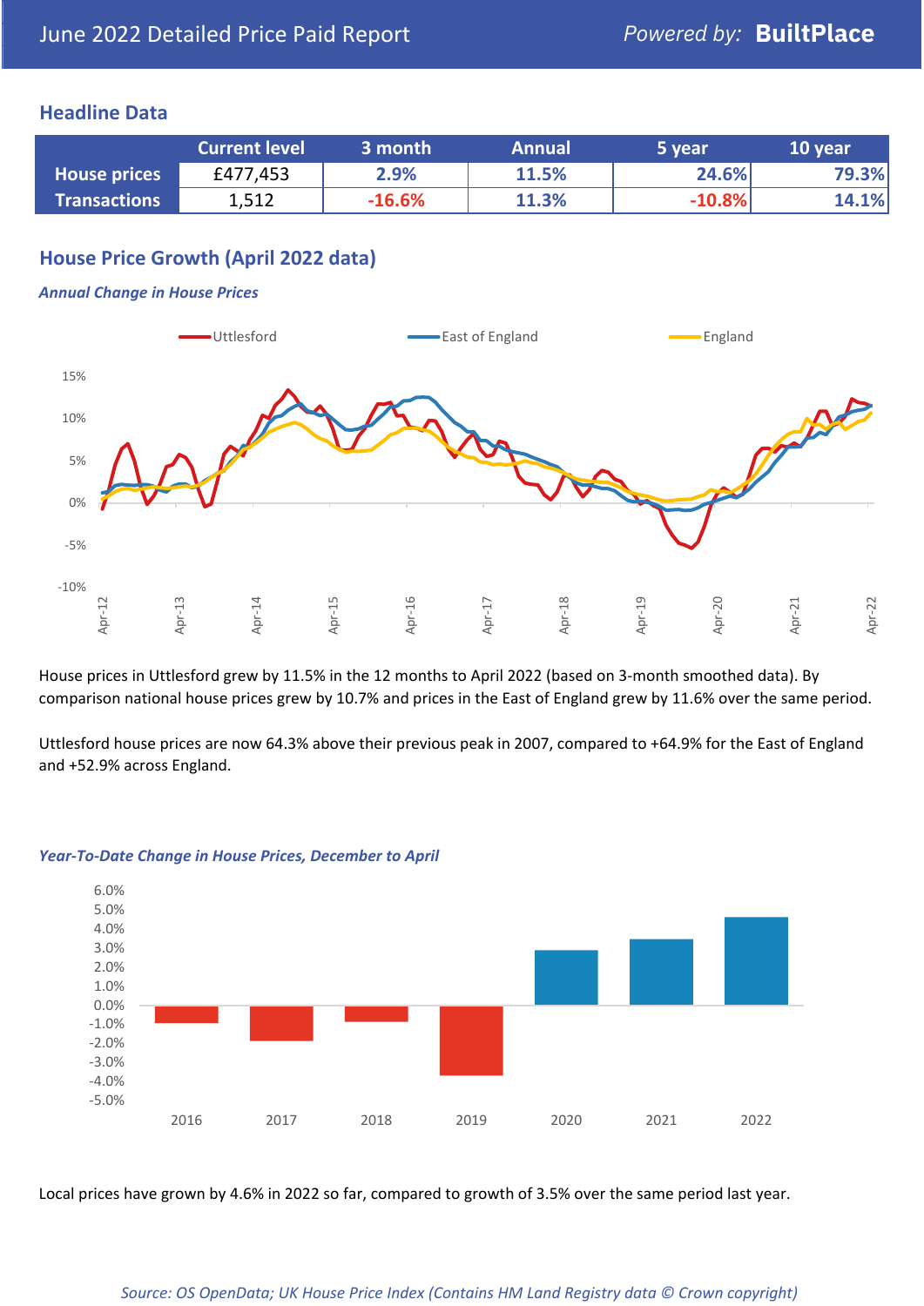June 2022 Detailed Price Paid Report

*Powered by:* **BuiltPlace**

## Headline Data

| | Current level | 3 month | Annual | 5 year | 10 year |
|---|---|---|---|---|---|
| **House prices** | £477,453 | 2.9% | 11.5% | 24.6% | 79.3% |
| **Transactions** | 1,512 | -16.6% | 11.3% | -10.8% | 14.1% |

## House Price Growth (April 2022 data)

### *Annual Change in House Prices*

House prices in Uttlesford grew by 11.5% in the 12 months to April 2022 (based on 3-month smoothed data). By comparison national house prices grew by 10.7% and prices in the East of England grew by 11.6% over the same period.

Uttlesford house prices are now 64.3% above their previous peak in 2007, compared to +64.9% for the East of England and +52.9% across England.

### *Year-To-Date Change in House Prices, December to April*

Local prices have grown by 4.6% in 2022 so far, compared to growth of 3.5% over the same period last year.

*Source: OS OpenData; UK House Price Index (Contains HM Land Registry data © Crown copyright)*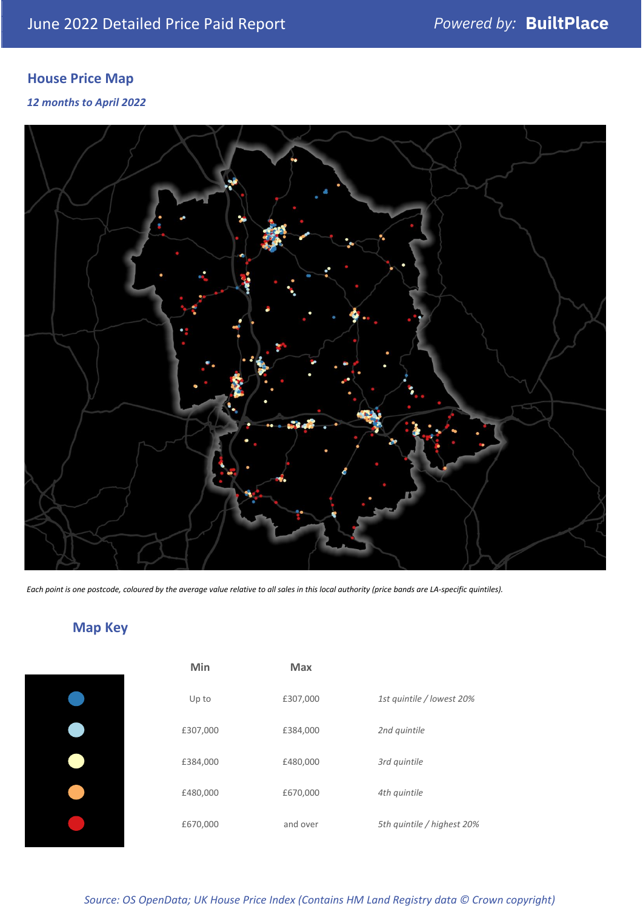## House Price Map

*12 months to April 2022*

*Each point is one postcode, coloured by the average value relative to all sales in this local authority (price bands are LA-specific quintiles).*

## Map Key

| Min | Max | |
|---|---|---|
| Up to | £307,000 | *1st quintile / lowest 20%* |
| £307,000 | £384,000 | *2nd quintile* |
| £384,000 | £480,000 | *3rd quintile* |
| £480,000 | £670,000 | *4th quintile* |
| £670,000 | and over | *5th quintile / highest 20%* |

*Source: OS OpenData; UK House Price Index (Contains HM Land Registry data © Crown copyright)*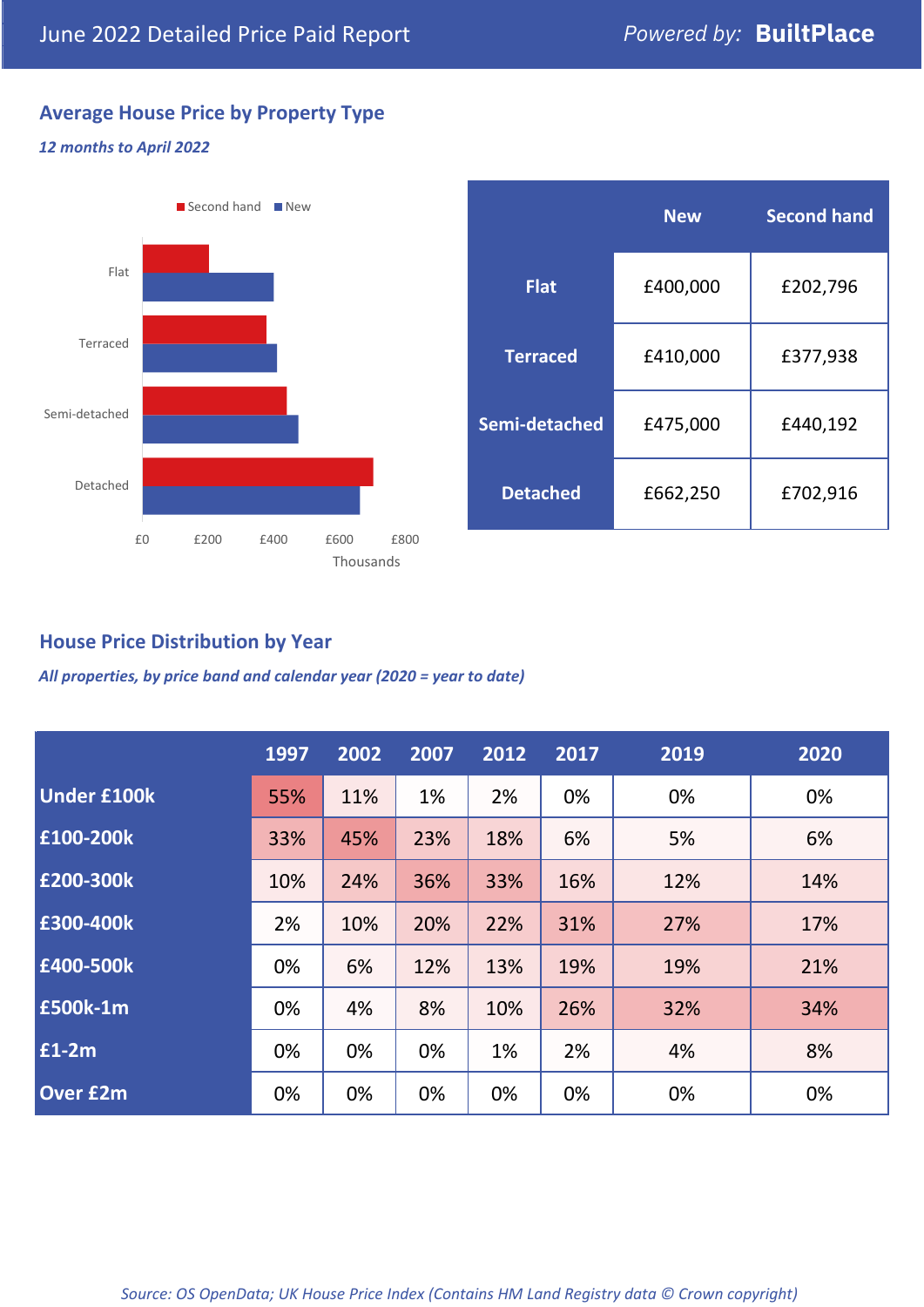June 2022 Detailed Price Paid Report — Powered by: **BuiltPlace**

## Average House Price by Property Type

*12 months to April 2022*

|  | New | Second hand |
|---|---|---|
| **Flat** | £400,000 | £202,796 |
| **Terraced** | £410,000 | £377,938 |
| **Semi-detached** | £475,000 | £440,192 |
| **Detached** | £662,250 | £702,916 |

## House Price Distribution by Year

*All properties, by price band and calendar year (2020 = year to date)*

|  | 1997 | 2002 | 2007 | 2012 | 2017 | 2019 | 2020 |
|---|---|---|---|---|---|---|---|
| **Under £100k** | 55% | 11% | 1% | 2% | 0% | 0% | 0% |
| **£100-200k** | 33% | 45% | 23% | 18% | 6% | 5% | 6% |
| **£200-300k** | 10% | 24% | 36% | 33% | 16% | 12% | 14% |
| **£300-400k** | 2% | 10% | 20% | 22% | 31% | 27% | 17% |
| **£400-500k** | 0% | 6% | 12% | 13% | 19% | 19% | 21% |
| **£500k-1m** | 0% | 4% | 8% | 10% | 26% | 32% | 34% |
| **£1-2m** | 0% | 0% | 0% | 1% | 2% | 4% | 8% |
| **Over £2m** | 0% | 0% | 0% | 0% | 0% | 0% | 0% |

*Source: OS OpenData; UK House Price Index (Contains HM Land Registry data © Crown copyright)*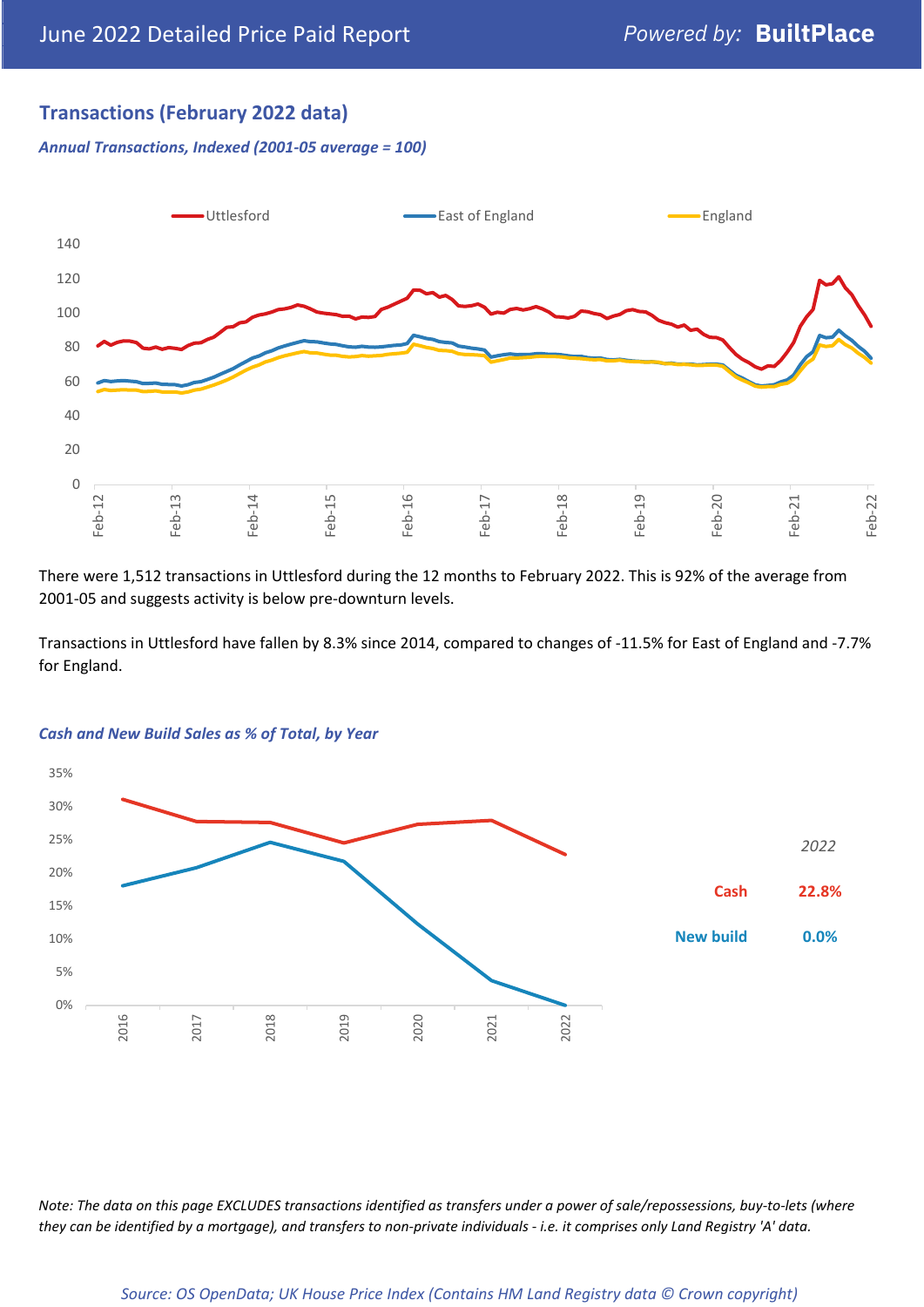## Transactions (February 2022 data)

*Annual Transactions, Indexed (2001-05 average = 100)*

There were 1,512 transactions in Uttlesford during the 12 months to February 2022. This is 92% of the average from 2001-05 and suggests activity is below pre-downturn levels.

Transactions in Uttlesford have fallen by 8.3% since 2014, compared to changes of -11.5% for East of England and -7.7% for England.

*Cash and New Build Sales as % of Total, by Year*

| *2022* | |
|---|---|
| Cash | 22.8% |
| New build | 0.0% |

*Note: The data on this page EXCLUDES transactions identified as transfers under a power of sale/repossessions, buy-to-lets (where they can be identified by a mortgage), and transfers to non-private individuals - i.e. it comprises only Land Registry 'A' data.*

*Source: OS OpenData; UK House Price Index (Contains HM Land Registry data © Crown copyright)*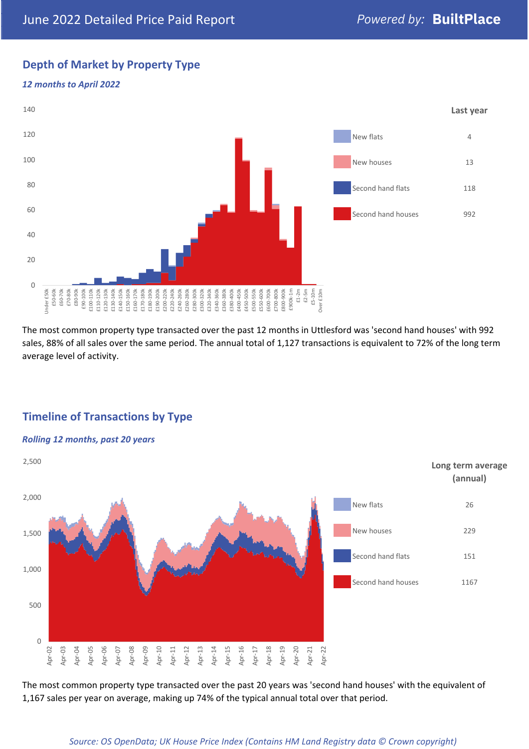# June 2022 Detailed Price Paid Report

*Powered by:* **BuiltPlace**

## Depth of Market by Property Type

***12 months to April 2022***

140
120
100
80
60
40
20
0

Under £50k
£50-60k
£60-70k
£70-80k
£80-90k
£90-100k
£100-110k
£110-120k
£120-130k
£130-140k
£140-150k
£150-160k
£160-170k
£170-180k
£180-190k
£190-200k
£200-220k
£220-240k
£240-260k
£260-280k
£280-300k
£300-320k
£320-340k
£340-360k
£360-380k
£380-400k
£400-450k
£450-500k
£500-550k
£550-600k
£600-700k
£700-800k
£800-900k
£900k-1m
£1-2m
£2-5m
£5-10m
Over £10m

**Last year**

New flats 4
New houses 13
Second hand flats 118
Second hand houses 992

The most common property type transacted over the past 12 months in Uttlesford was 'second hand houses' with 992 sales, 88% of all sales over the same period. The annual total of 1,127 transactions is equivalent to 72% of the long term average level of activity.

## Timeline of Transactions by Type

***Rolling 12 months, past 20 years***

2,500
2,000
1,500
1,000
500
0

Apr-02
Apr-03
Apr-04
Apr-05
Apr-06
Apr-07
Apr-08
Apr-09
Apr-10
Apr-11
Apr-12
Apr-13
Apr-14
Apr-15
Apr-16
Apr-17
Apr-18
Apr-19
Apr-20
Apr-21
Apr-22

**Long term average (annual)**

New flats 26
New houses 229
Second hand flats 151
Second hand houses 1167

The most common property type transacted over the past 20 years was 'second hand houses' with the equivalent of 1,167 sales per year on average, making up 74% of the typical annual total over that period.

*Source: OS OpenData; UK House Price Index (Contains HM Land Registry data © Crown copyright)*